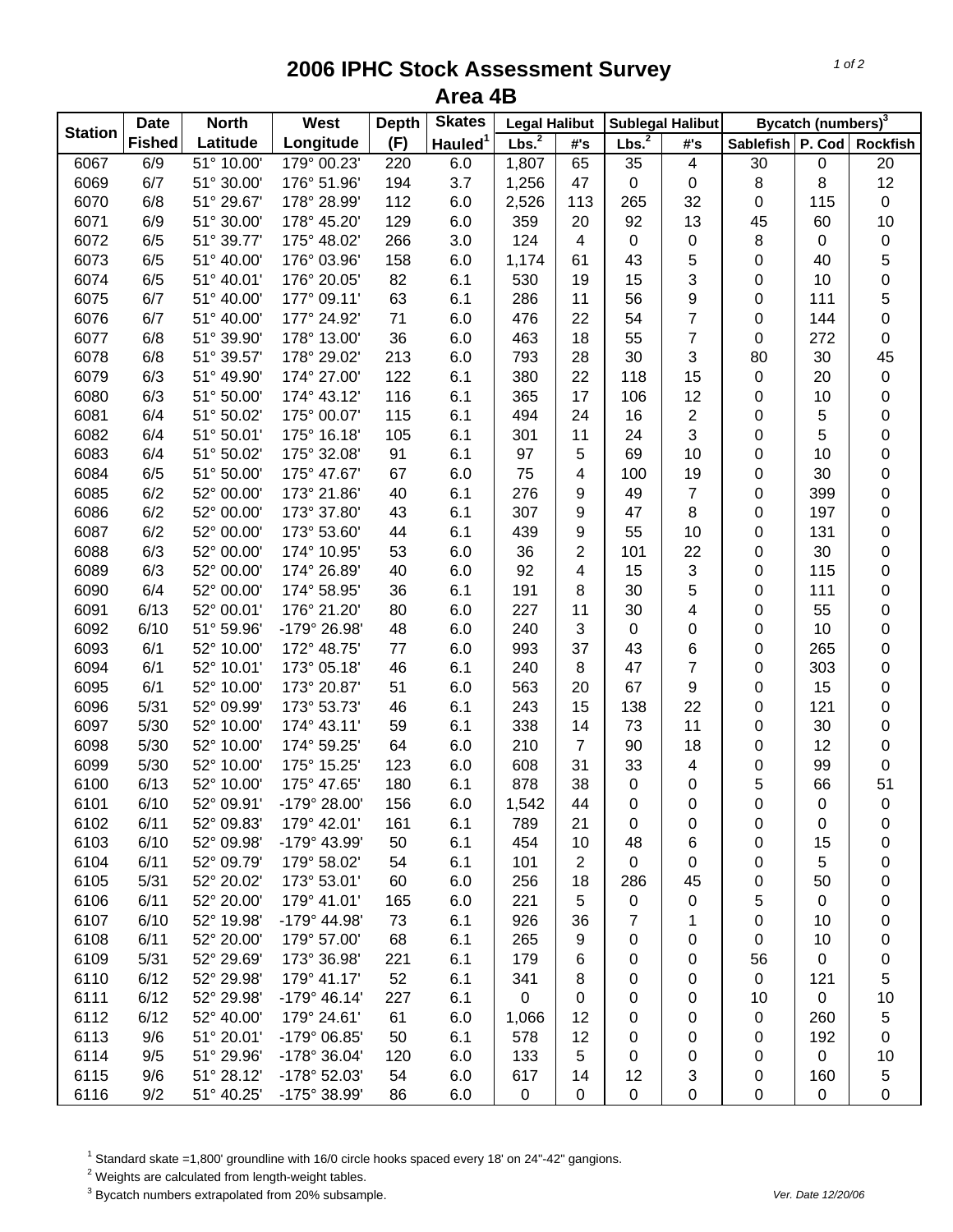# 2006 IPHC Stock Assessment Survey
## Area 4B

| Station | Date | North | West | Depth | Skates | Legal Halibut | | Sublegal Halibut | | Bycatch (numbers)[3] | | |
|---|---|---|---|---|---|---|---|---|---|---|---|---|
| | Fished | Latitude | Longitude | (F) | Hauled[1] | Lbs.[2] | #'s | Lbs.[2] | #'s | Sablefish | P. Cod | Rockfish |
| 6067 | 6/9 | 51° 10.00' | 179° 00.23' | 220 | 6.0 | 1,807 | 65 | 35 | 4 | 30 | 0 | 20 |
| 6069 | 6/7 | 51° 30.00' | 176° 51.96' | 194 | 3.7 | 1,256 | 47 | 0 | 0 | 8 | 8 | 12 |
| 6070 | 6/8 | 51° 29.67' | 178° 28.99' | 112 | 6.0 | 2,526 | 113 | 265 | 32 | 0 | 115 | 0 |
| 6071 | 6/9 | 51° 30.00' | 178° 45.20' | 129 | 6.0 | 359 | 20 | 92 | 13 | 45 | 60 | 10 |
| 6072 | 6/5 | 51° 39.77' | 175° 48.02' | 266 | 3.0 | 124 | 4 | 0 | 0 | 8 | 0 | 0 |
| 6073 | 6/5 | 51° 40.00' | 176° 03.96' | 158 | 6.0 | 1,174 | 61 | 43 | 5 | 0 | 40 | 5 |
| 6074 | 6/5 | 51° 40.01' | 176° 20.05' | 82 | 6.1 | 530 | 19 | 15 | 3 | 0 | 10 | 0 |
| 6075 | 6/7 | 51° 40.00' | 177° 09.11' | 63 | 6.1 | 286 | 11 | 56 | 9 | 0 | 111 | 5 |
| 6076 | 6/7 | 51° 40.00' | 177° 24.92' | 71 | 6.0 | 476 | 22 | 54 | 7 | 0 | 144 | 0 |
| 6077 | 6/8 | 51° 39.90' | 178° 13.00' | 36 | 6.0 | 463 | 18 | 55 | 7 | 0 | 272 | 0 |
| 6078 | 6/8 | 51° 39.57' | 178° 29.02' | 213 | 6.0 | 793 | 28 | 30 | 3 | 80 | 30 | 45 |
| 6079 | 6/3 | 51° 49.90' | 174° 27.00' | 122 | 6.1 | 380 | 22 | 118 | 15 | 0 | 20 | 0 |
| 6080 | 6/3 | 51° 50.00' | 174° 43.12' | 116 | 6.1 | 365 | 17 | 106 | 12 | 0 | 10 | 0 |
| 6081 | 6/4 | 51° 50.02' | 175° 00.07' | 115 | 6.1 | 494 | 24 | 16 | 2 | 0 | 5 | 0 |
| 6082 | 6/4 | 51° 50.01' | 175° 16.18' | 105 | 6.1 | 301 | 11 | 24 | 3 | 0 | 5 | 0 |
| 6083 | 6/4 | 51° 50.02' | 175° 32.08' | 91 | 6.1 | 97 | 5 | 69 | 10 | 0 | 10 | 0 |
| 6084 | 6/5 | 51° 50.00' | 175° 47.67' | 67 | 6.0 | 75 | 4 | 100 | 19 | 0 | 30 | 0 |
| 6085 | 6/2 | 52° 00.00' | 173° 21.86' | 40 | 6.1 | 276 | 9 | 49 | 7 | 0 | 399 | 0 |
| 6086 | 6/2 | 52° 00.00' | 173° 37.80' | 43 | 6.1 | 307 | 9 | 47 | 8 | 0 | 197 | 0 |
| 6087 | 6/2 | 52° 00.00' | 173° 53.60' | 44 | 6.1 | 439 | 9 | 55 | 10 | 0 | 131 | 0 |
| 6088 | 6/3 | 52° 00.00' | 174° 10.95' | 53 | 6.0 | 36 | 2 | 101 | 22 | 0 | 30 | 0 |
| 6089 | 6/3 | 52° 00.00' | 174° 26.89' | 40 | 6.0 | 92 | 4 | 15 | 3 | 0 | 115 | 0 |
| 6090 | 6/4 | 52° 00.00' | 174° 58.95' | 36 | 6.1 | 191 | 8 | 30 | 5 | 0 | 111 | 0 |
| 6091 | 6/13 | 52° 00.01' | 176° 21.20' | 80 | 6.0 | 227 | 11 | 30 | 4 | 0 | 55 | 0 |
| 6092 | 6/10 | 51° 59.96' | -179° 26.98' | 48 | 6.0 | 240 | 3 | 0 | 0 | 0 | 10 | 0 |
| 6093 | 6/1 | 52° 10.00' | 172° 48.75' | 77 | 6.0 | 993 | 37 | 43 | 6 | 0 | 265 | 0 |
| 6094 | 6/1 | 52° 10.01' | 173° 05.18' | 46 | 6.1 | 240 | 8 | 47 | 7 | 0 | 303 | 0 |
| 6095 | 6/1 | 52° 10.00' | 173° 20.87' | 51 | 6.0 | 563 | 20 | 67 | 9 | 0 | 15 | 0 |
| 6096 | 5/31 | 52° 09.99' | 173° 53.73' | 46 | 6.1 | 243 | 15 | 138 | 22 | 0 | 121 | 0 |
| 6097 | 5/30 | 52° 10.00' | 174° 43.11' | 59 | 6.1 | 338 | 14 | 73 | 11 | 0 | 30 | 0 |
| 6098 | 5/30 | 52° 10.00' | 174° 59.25' | 64 | 6.0 | 210 | 7 | 90 | 18 | 0 | 12 | 0 |
| 6099 | 5/30 | 52° 10.00' | 175° 15.25' | 123 | 6.0 | 608 | 31 | 33 | 4 | 0 | 99 | 0 |
| 6100 | 6/13 | 52° 10.00' | 175° 47.65' | 180 | 6.1 | 878 | 38 | 0 | 0 | 5 | 66 | 51 |
| 6101 | 6/10 | 52° 09.91' | -179° 28.00' | 156 | 6.0 | 1,542 | 44 | 0 | 0 | 0 | 0 | 0 |
| 6102 | 6/11 | 52° 09.83' | 179° 42.01' | 161 | 6.1 | 789 | 21 | 0 | 0 | 0 | 0 | 0 |
| 6103 | 6/10 | 52° 09.98' | -179° 43.99' | 50 | 6.1 | 454 | 10 | 48 | 6 | 0 | 15 | 0 |
| 6104 | 6/11 | 52° 09.79' | 179° 58.02' | 54 | 6.1 | 101 | 2 | 0 | 0 | 0 | 5 | 0 |
| 6105 | 5/31 | 52° 20.02' | 173° 53.01' | 60 | 6.0 | 256 | 18 | 286 | 45 | 0 | 50 | 0 |
| 6106 | 6/11 | 52° 20.00' | 179° 41.01' | 165 | 6.0 | 221 | 5 | 0 | 0 | 5 | 0 | 0 |
| 6107 | 6/10 | 52° 19.98' | -179° 44.98' | 73 | 6.1 | 926 | 36 | 7 | 1 | 0 | 10 | 0 |
| 6108 | 6/11 | 52° 20.00' | 179° 57.00' | 68 | 6.1 | 265 | 9 | 0 | 0 | 0 | 10 | 0 |
| 6109 | 5/31 | 52° 29.69' | 173° 36.98' | 221 | 6.1 | 179 | 6 | 0 | 0 | 56 | 0 | 0 |
| 6110 | 6/12 | 52° 29.98' | 179° 41.17' | 52 | 6.1 | 341 | 8 | 0 | 0 | 0 | 121 | 5 |
| 6111 | 6/12 | 52° 29.98' | -179° 46.14' | 227 | 6.1 | 0 | 0 | 0 | 0 | 10 | 0 | 10 |
| 6112 | 6/12 | 52° 40.00' | 179° 24.61' | 61 | 6.0 | 1,066 | 12 | 0 | 0 | 0 | 260 | 5 |
| 6113 | 9/6 | 51° 20.01' | -179° 06.85' | 50 | 6.1 | 578 | 12 | 0 | 0 | 0 | 192 | 0 |
| 6114 | 9/5 | 51° 29.96' | -178° 36.04' | 120 | 6.0 | 133 | 5 | 0 | 0 | 0 | 0 | 10 |
| 6115 | 9/6 | 51° 28.12' | -178° 52.03' | 54 | 6.0 | 617 | 14 | 12 | 3 | 0 | 160 | 5 |
| 6116 | 9/2 | 51° 40.25' | -175° 38.99' | 86 | 6.0 | 0 | 0 | 0 | 0 | 0 | 0 | 0 |

[1] Standard skate =1,800' groundline with 16/0 circle hooks spaced every 18' on 24"-42" gangions.
[2] Weights are calculated from length-weight tables.
[3] Bycatch numbers extrapolated from 20% subsample.

*Ver. Date 12/20/06*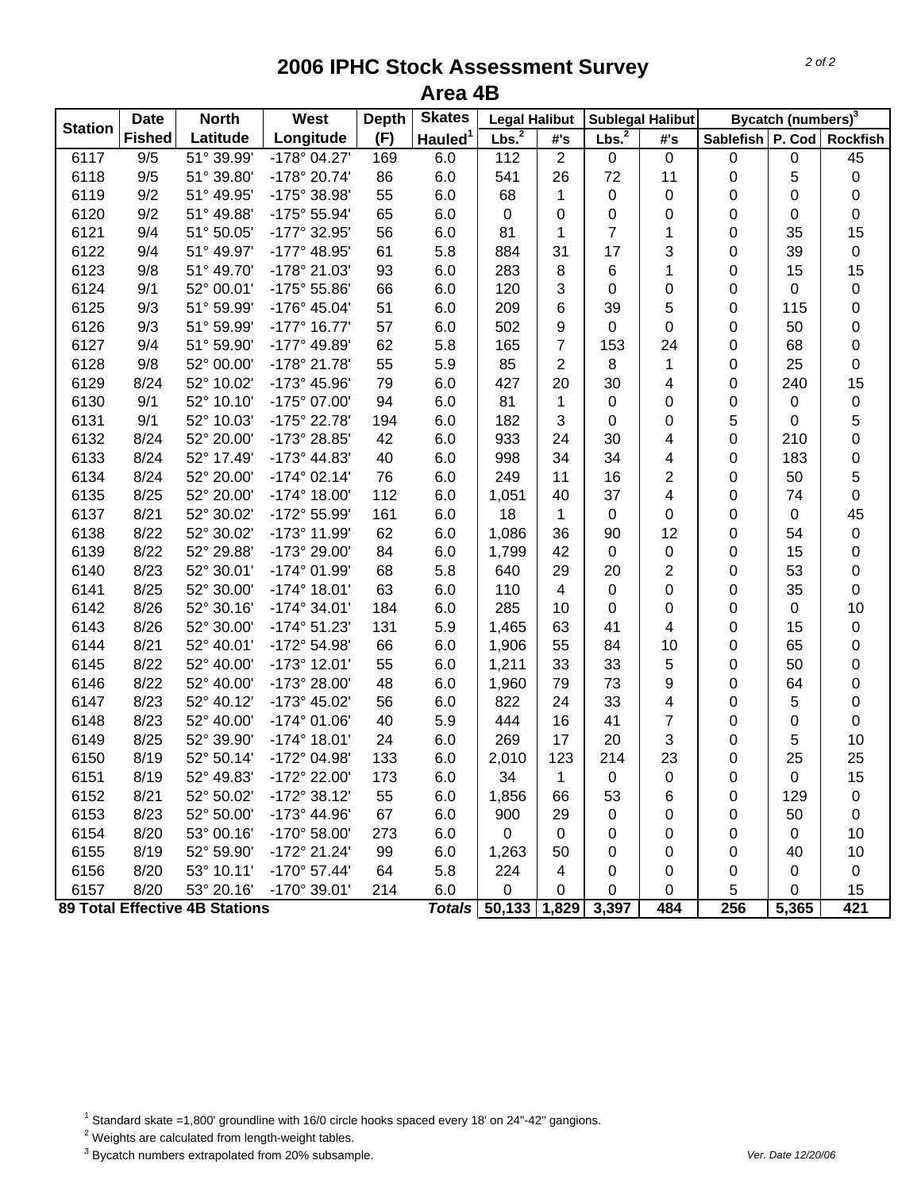# 2006 IPHC Stock Assessment Survey
## Area 4B

| Station | Date Fished | North Latitude | West Longitude | Depth (F) | Skates Hauled[1] | Legal Halibut | | Sublegal Halibut | | Bycatch (numbers)[3] | | |
|---|---|---|---|---|---|---|---|---|---|---|---|---|
| | | | | | | Lbs.[2] | #'s | Lbs.[2] | #'s | Sablefish | P. Cod | Rockfish |
| 6117 | 9/5 | 51° 39.99' | -178° 04.27' | 169 | 6.0 | 112 | 2 | 0 | 0 | 0 | 0 | 45 |
| 6118 | 9/5 | 51° 39.80' | -178° 20.74' | 86 | 6.0 | 541 | 26 | 72 | 11 | 0 | 5 | 0 |
| 6119 | 9/2 | 51° 49.95' | -175° 38.98' | 55 | 6.0 | 68 | 1 | 0 | 0 | 0 | 0 | 0 |
| 6120 | 9/2 | 51° 49.88' | -175° 55.94' | 65 | 6.0 | 0 | 0 | 0 | 0 | 0 | 0 | 0 |
| 6121 | 9/4 | 51° 50.05' | -177° 32.95' | 56 | 6.0 | 81 | 1 | 7 | 1 | 0 | 35 | 15 |
| 6122 | 9/4 | 51° 49.97' | -177° 48.95' | 61 | 5.8 | 884 | 31 | 17 | 3 | 0 | 39 | 0 |
| 6123 | 9/8 | 51° 49.70' | -178° 21.03' | 93 | 6.0 | 283 | 8 | 6 | 1 | 0 | 15 | 15 |
| 6124 | 9/1 | 52° 00.01' | -175° 55.86' | 66 | 6.0 | 120 | 3 | 0 | 0 | 0 | 0 | 0 |
| 6125 | 9/3 | 51° 59.99' | -176° 45.04' | 51 | 6.0 | 209 | 6 | 39 | 5 | 0 | 115 | 0 |
| 6126 | 9/3 | 51° 59.99' | -177° 16.77' | 57 | 6.0 | 502 | 9 | 0 | 0 | 0 | 50 | 0 |
| 6127 | 9/4 | 51° 59.90' | -177° 49.89' | 62 | 5.8 | 165 | 7 | 153 | 24 | 0 | 68 | 0 |
| 6128 | 9/8 | 52° 00.00' | -178° 21.78' | 55 | 5.9 | 85 | 2 | 8 | 1 | 0 | 25 | 0 |
| 6129 | 8/24 | 52° 10.02' | -173° 45.96' | 79 | 6.0 | 427 | 20 | 30 | 4 | 0 | 240 | 15 |
| 6130 | 9/1 | 52° 10.10' | -175° 07.00' | 94 | 6.0 | 81 | 1 | 0 | 0 | 0 | 0 | 0 |
| 6131 | 9/1 | 52° 10.03' | -175° 22.78' | 194 | 6.0 | 182 | 3 | 0 | 0 | 5 | 0 | 5 |
| 6132 | 8/24 | 52° 20.00' | -173° 28.85' | 42 | 6.0 | 933 | 24 | 30 | 4 | 0 | 210 | 0 |
| 6133 | 8/24 | 52° 17.49' | -173° 44.83' | 40 | 6.0 | 998 | 34 | 34 | 4 | 0 | 183 | 0 |
| 6134 | 8/24 | 52° 20.00' | -174° 02.14' | 76 | 6.0 | 249 | 11 | 16 | 2 | 0 | 50 | 5 |
| 6135 | 8/25 | 52° 20.00' | -174° 18.00' | 112 | 6.0 | 1,051 | 40 | 37 | 4 | 0 | 74 | 0 |
| 6137 | 8/21 | 52° 30.02' | -172° 55.99' | 161 | 6.0 | 18 | 1 | 0 | 0 | 0 | 0 | 45 |
| 6138 | 8/22 | 52° 30.02' | -173° 11.99' | 62 | 6.0 | 1,086 | 36 | 90 | 12 | 0 | 54 | 0 |
| 6139 | 8/22 | 52° 29.88' | -173° 29.00' | 84 | 6.0 | 1,799 | 42 | 0 | 0 | 0 | 15 | 0 |
| 6140 | 8/23 | 52° 30.01' | -174° 01.99' | 68 | 5.8 | 640 | 29 | 20 | 2 | 0 | 53 | 0 |
| 6141 | 8/25 | 52° 30.00' | -174° 18.01' | 63 | 6.0 | 110 | 4 | 0 | 0 | 0 | 35 | 0 |
| 6142 | 8/26 | 52° 30.16' | -174° 34.01' | 184 | 6.0 | 285 | 10 | 0 | 0 | 0 | 0 | 10 |
| 6143 | 8/26 | 52° 30.00' | -174° 51.23' | 131 | 5.9 | 1,465 | 63 | 41 | 4 | 0 | 15 | 0 |
| 6144 | 8/21 | 52° 40.01' | -172° 54.98' | 66 | 6.0 | 1,906 | 55 | 84 | 10 | 0 | 65 | 0 |
| 6145 | 8/22 | 52° 40.00' | -173° 12.01' | 55 | 6.0 | 1,211 | 33 | 33 | 5 | 0 | 50 | 0 |
| 6146 | 8/22 | 52° 40.00' | -173° 28.00' | 48 | 6.0 | 1,960 | 79 | 73 | 9 | 0 | 64 | 0 |
| 6147 | 8/23 | 52° 40.12' | -173° 45.02' | 56 | 6.0 | 822 | 24 | 33 | 4 | 0 | 5 | 0 |
| 6148 | 8/23 | 52° 40.00' | -174° 01.06' | 40 | 5.9 | 444 | 16 | 41 | 7 | 0 | 0 | 0 |
| 6149 | 8/25 | 52° 39.90' | -174° 18.01' | 24 | 6.0 | 269 | 17 | 20 | 3 | 0 | 5 | 10 |
| 6150 | 8/19 | 52° 50.14' | -172° 04.98' | 133 | 6.0 | 2,010 | 123 | 214 | 23 | 0 | 25 | 25 |
| 6151 | 8/19 | 52° 49.83' | -172° 22.00' | 173 | 6.0 | 34 | 1 | 0 | 0 | 0 | 0 | 15 |
| 6152 | 8/21 | 52° 50.02' | -172° 38.12' | 55 | 6.0 | 1,856 | 66 | 53 | 6 | 0 | 129 | 0 |
| 6153 | 8/23 | 52° 50.00' | -173° 44.96' | 67 | 6.0 | 900 | 29 | 0 | 0 | 0 | 50 | 0 |
| 6154 | 8/20 | 53° 00.16' | -170° 58.00' | 273 | 6.0 | 0 | 0 | 0 | 0 | 0 | 0 | 10 |
| 6155 | 8/19 | 52° 59.90' | -172° 21.24' | 99 | 6.0 | 1,263 | 50 | 0 | 0 | 0 | 40 | 10 |
| 6156 | 8/20 | 53° 10.11' | -170° 57.44' | 64 | 5.8 | 224 | 4 | 0 | 0 | 0 | 0 | 0 |
| 6157 | 8/20 | 53° 20.16' | -170° 39.01' | 214 | 6.0 | 0 | 0 | 0 | 0 | 5 | 0 | 15 |
| **89 Total Effective 4B Stations** | | | | | ***Totals*** | **50,133** | **1,829** | **3,397** | **484** | **256** | **5,365** | **421** |

[1] Standard skate =1,800' groundline with 16/0 circle hooks spaced every 18' on 24"-42" gangions.

[2] Weights are calculated from length-weight tables.

[3] Bycatch numbers extrapolated from 20% subsample.

*Ver. Date 12/20/06*